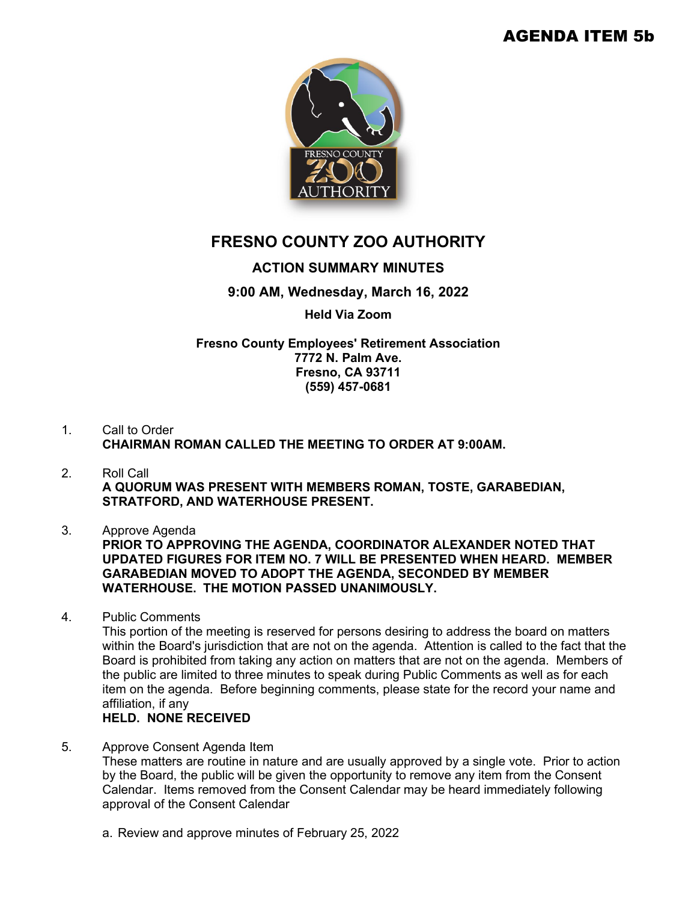AGENDA ITEM 5b

# FRESNO COUNTY ZOO AUTHORITY

## ACTION SUMMARY MINUTES

### 9:00 AM, Wednesday, March 16, 2022

**Held Via Zoom**

**Fresno County Employees' Retirement Association**
**7772 N. Palm Ave.**
**Fresno, CA 93711**
**(559) 457-0681**

1. Call to Order
   **CHAIRMAN ROMAN CALLED THE MEETING TO ORDER AT 9:00AM.**

2. Roll Call
   **A QUORUM WAS PRESENT WITH MEMBERS ROMAN, TOSTE, GARABEDIAN, STRATFORD, AND WATERHOUSE PRESENT.**

3. Approve Agenda
   **PRIOR TO APPROVING THE AGENDA, COORDINATOR ALEXANDER NOTED THAT UPDATED FIGURES FOR ITEM NO. 7 WILL BE PRESENTED WHEN HEARD. MEMBER GARABEDIAN MOVED TO ADOPT THE AGENDA, SECONDED BY MEMBER WATERHOUSE. THE MOTION PASSED UNANIMOUSLY.**

4. Public Comments
   This portion of the meeting is reserved for persons desiring to address the board on matters within the Board's jurisdiction that are not on the agenda. Attention is called to the fact that the Board is prohibited from taking any action on matters that are not on the agenda. Members of the public are limited to three minutes to speak during Public Comments as well as for each item on the agenda. Before beginning comments, please state for the record your name and affiliation, if any
   **HELD. NONE RECEIVED**

5. Approve Consent Agenda Item
   These matters are routine in nature and are usually approved by a single vote. Prior to action by the Board, the public will be given the opportunity to remove any item from the Consent Calendar. Items removed from the Consent Calendar may be heard immediately following approval of the Consent Calendar

   a. Review and approve minutes of February 25, 2022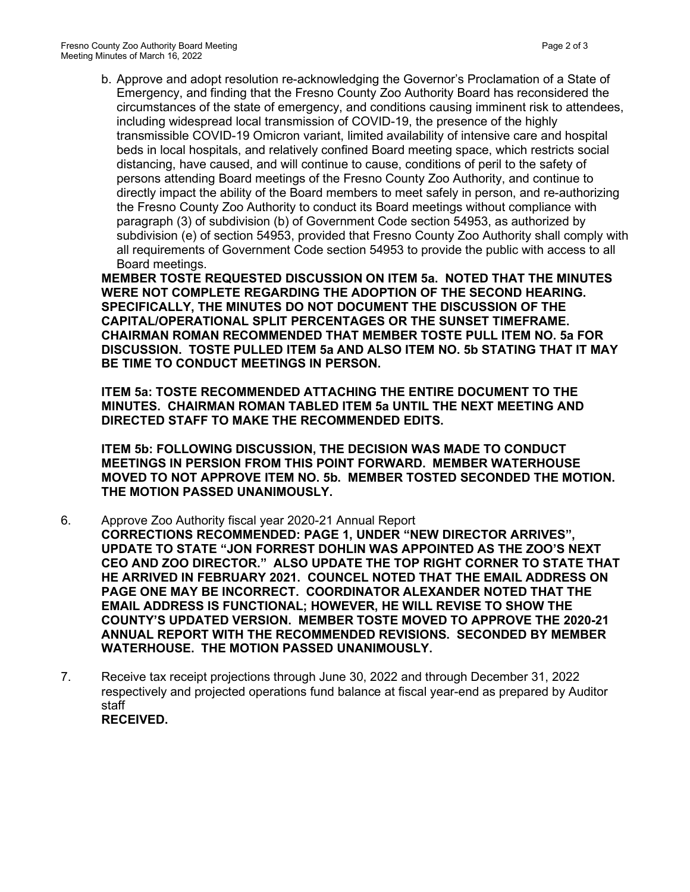b. Approve and adopt resolution re-acknowledging the Governor's Proclamation of a State of Emergency, and finding that the Fresno County Zoo Authority Board has reconsidered the circumstances of the state of emergency, and conditions causing imminent risk to attendees, including widespread local transmission of COVID-19, the presence of the highly transmissible COVID-19 Omicron variant, limited availability of intensive care and hospital beds in local hospitals, and relatively confined Board meeting space, which restricts social distancing, have caused, and will continue to cause, conditions of peril to the safety of persons attending Board meetings of the Fresno County Zoo Authority, and continue to directly impact the ability of the Board members to meet safely in person, and re-authorizing the Fresno County Zoo Authority to conduct its Board meetings without compliance with paragraph (3) of subdivision (b) of Government Code section 54953, as authorized by subdivision (e) of section 54953, provided that Fresno County Zoo Authority shall comply with all requirements of Government Code section 54953 to provide the public with access to all Board meetings.

**MEMBER TOSTE REQUESTED DISCUSSION ON ITEM 5a. NOTED THAT THE MINUTES WERE NOT COMPLETE REGARDING THE ADOPTION OF THE SECOND HEARING. SPECIFICALLY, THE MINUTES DO NOT DOCUMENT THE DISCUSSION OF THE CAPITAL/OPERATIONAL SPLIT PERCENTAGES OR THE SUNSET TIMEFRAME. CHAIRMAN ROMAN RECOMMENDED THAT MEMBER TOSTE PULL ITEM NO. 5a FOR DISCUSSION. TOSTE PULLED ITEM 5a AND ALSO ITEM NO. 5b STATING THAT IT MAY BE TIME TO CONDUCT MEETINGS IN PERSON.**

**ITEM 5a: TOSTE RECOMMENDED ATTACHING THE ENTIRE DOCUMENT TO THE MINUTES. CHAIRMAN ROMAN TABLED ITEM 5a UNTIL THE NEXT MEETING AND DIRECTED STAFF TO MAKE THE RECOMMENDED EDITS.**

**ITEM 5b: FOLLOWING DISCUSSION, THE DECISION WAS MADE TO CONDUCT MEETINGS IN PERSION FROM THIS POINT FORWARD. MEMBER WATERHOUSE MOVED TO NOT APPROVE ITEM NO. 5b. MEMBER TOSTED SECONDED THE MOTION. THE MOTION PASSED UNANIMOUSLY.**

6. Approve Zoo Authority fiscal year 2020-21 Annual Report
**CORRECTIONS RECOMMENDED: PAGE 1, UNDER "NEW DIRECTOR ARRIVES", UPDATE TO STATE "JON FORREST DOHLIN WAS APPOINTED AS THE ZOO'S NEXT CEO AND ZOO DIRECTOR." ALSO UPDATE THE TOP RIGHT CORNER TO STATE THAT HE ARRIVED IN FEBRUARY 2021. COUNCEL NOTED THAT THE EMAIL ADDRESS ON PAGE ONE MAY BE INCORRECT. COORDINATOR ALEXANDER NOTED THAT THE EMAIL ADDRESS IS FUNCTIONAL; HOWEVER, HE WILL REVISE TO SHOW THE COUNTY'S UPDATED VERSION. MEMBER TOSTE MOVED TO APPROVE THE 2020-21 ANNUAL REPORT WITH THE RECOMMENDED REVISIONS. SECONDED BY MEMBER WATERHOUSE. THE MOTION PASSED UNANIMOUSLY.**

7. Receive tax receipt projections through June 30, 2022 and through December 31, 2022 respectively and projected operations fund balance at fiscal year-end as prepared by Auditor staff
**RECEIVED.**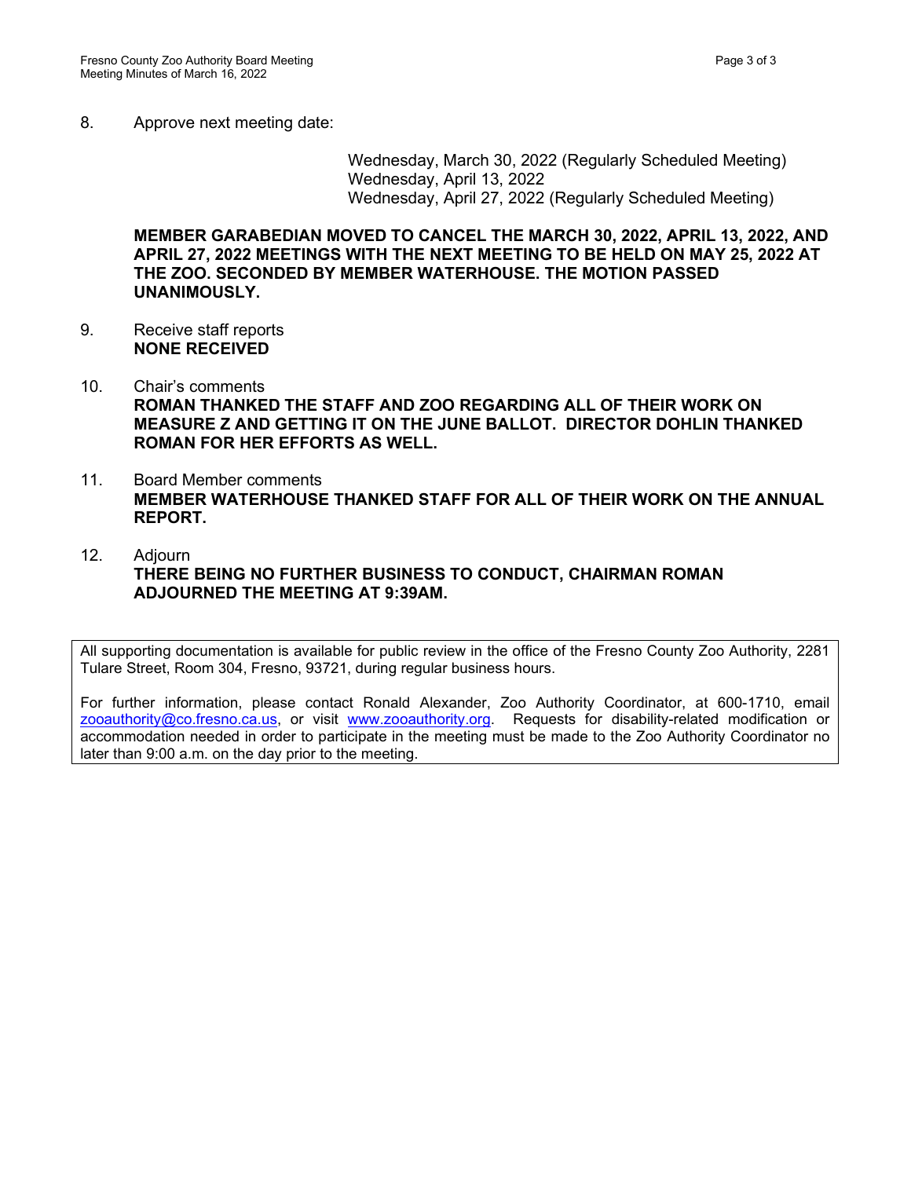8. Approve next meeting date:

   Wednesday, March 30, 2022 (Regularly Scheduled Meeting)
   Wednesday, April 13, 2022
   Wednesday, April 27, 2022 (Regularly Scheduled Meeting)

   **MEMBER GARABEDIAN MOVED TO CANCEL THE MARCH 30, 2022, APRIL 13, 2022, AND APRIL 27, 2022 MEETINGS WITH THE NEXT MEETING TO BE HELD ON MAY 25, 2022 AT THE ZOO. SECONDED BY MEMBER WATERHOUSE. THE MOTION PASSED UNANIMOUSLY.**

9. Receive staff reports
   **NONE RECEIVED**

10. Chair's comments
    **ROMAN THANKED THE STAFF AND ZOO REGARDING ALL OF THEIR WORK ON MEASURE Z AND GETTING IT ON THE JUNE BALLOT. DIRECTOR DOHLIN THANKED ROMAN FOR HER EFFORTS AS WELL.**

11. Board Member comments
    **MEMBER WATERHOUSE THANKED STAFF FOR ALL OF THEIR WORK ON THE ANNUAL REPORT.**

12. Adjourn
    **THERE BEING NO FURTHER BUSINESS TO CONDUCT, CHAIRMAN ROMAN ADJOURNED THE MEETING AT 9:39AM.**

---

All supporting documentation is available for public review in the office of the Fresno County Zoo Authority, 2281 Tulare Street, Room 304, Fresno, 93721, during regular business hours.

For further information, please contact Ronald Alexander, Zoo Authority Coordinator, at 600-1710, email zooauthority@co.fresno.ca.us, or visit www.zooauthority.org. Requests for disability-related modification or accommodation needed in order to participate in the meeting must be made to the Zoo Authority Coordinator no later than 9:00 a.m. on the day prior to the meeting.